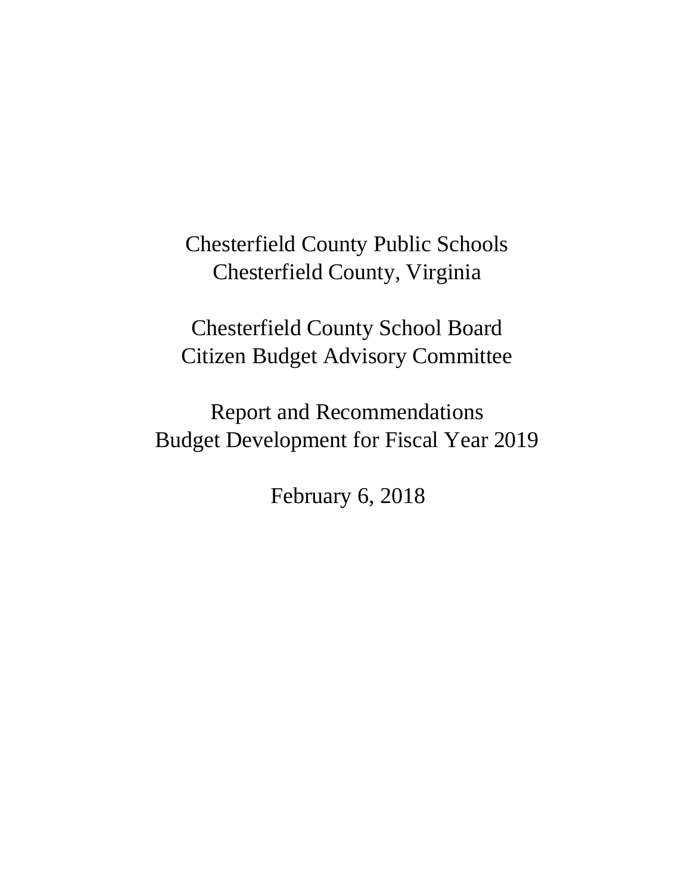# Chesterfield County Public Schools
# Chesterfield County, Virginia

## Chesterfield County School Board
## Citizen Budget Advisory Committee

## Report and Recommendations
## Budget Development for Fiscal Year 2019

February 6, 2018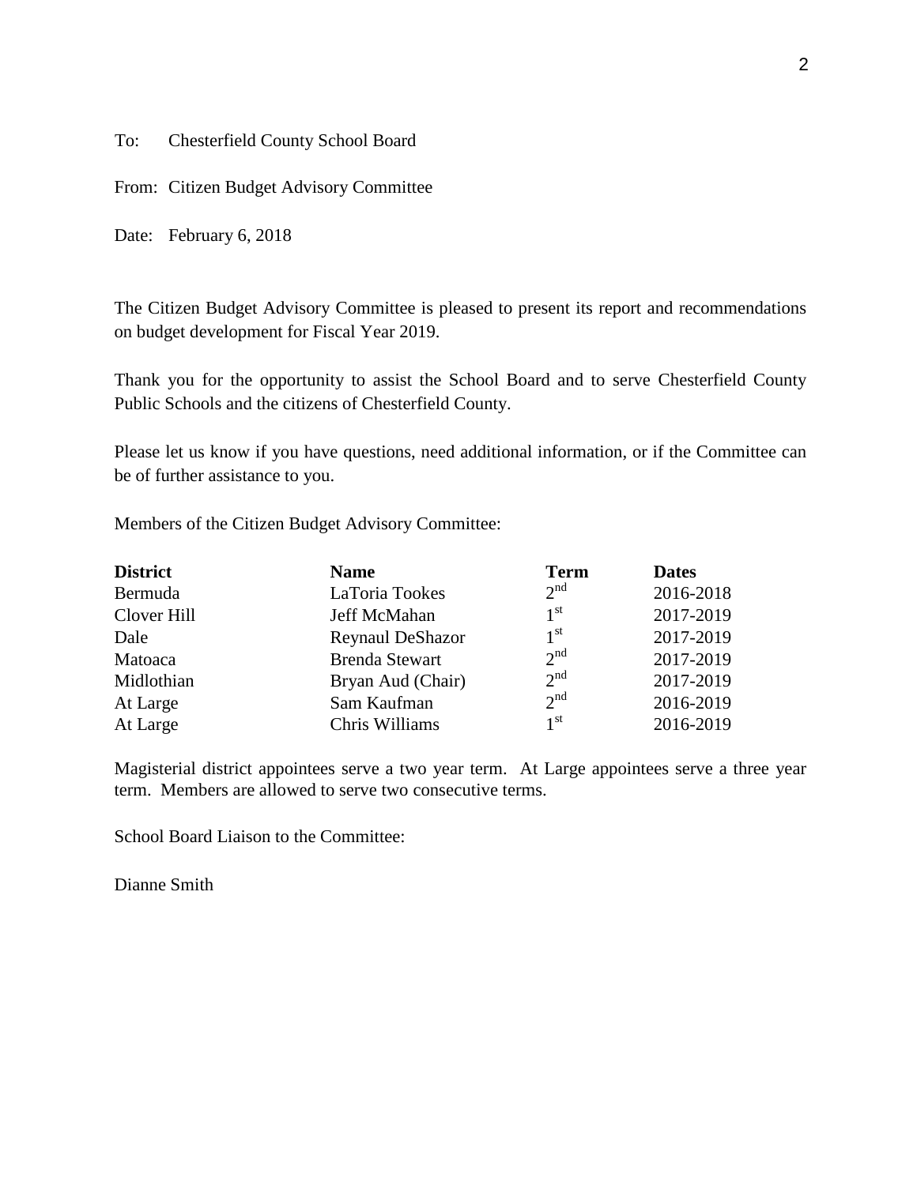To: Chesterfield County School Board

From: Citizen Budget Advisory Committee

Date: February 6, 2018

The Citizen Budget Advisory Committee is pleased to present its report and recommendations on budget development for Fiscal Year 2019.

Thank you for the opportunity to assist the School Board and to serve Chesterfield County Public Schools and the citizens of Chesterfield County.

Please let us know if you have questions, need additional information, or if the Committee can be of further assistance to you.

Members of the Citizen Budget Advisory Committee:

| District | Name | Term | Dates |
|---|---|---|---|
| Bermuda | LaToria Tookes | 2nd | 2016-2018 |
| Clover Hill | Jeff McMahan | 1st | 2017-2019 |
| Dale | Reynaul DeShazor | 1st | 2017-2019 |
| Matoaca | Brenda Stewart | 2nd | 2017-2019 |
| Midlothian | Bryan Aud (Chair) | 2nd | 2017-2019 |
| At Large | Sam Kaufman | 2nd | 2016-2019 |
| At Large | Chris Williams | 1st | 2016-2019 |

Magisterial district appointees serve a two year term. At Large appointees serve a three year term. Members are allowed to serve two consecutive terms.

School Board Liaison to the Committee:

Dianne Smith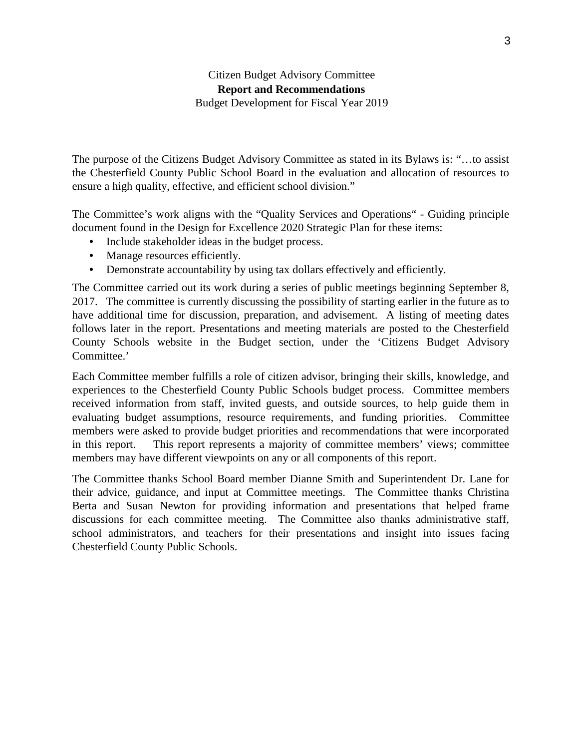Citizen Budget Advisory Committee

**Report and Recommendations**

Budget Development for Fiscal Year 2019

The purpose of the Citizens Budget Advisory Committee as stated in its Bylaws is: "…to assist the Chesterfield County Public School Board in the evaluation and allocation of resources to ensure a high quality, effective, and efficient school division."

The Committee's work aligns with the "Quality Services and Operations" - Guiding principle document found in the Design for Excellence 2020 Strategic Plan for these items:

- Include stakeholder ideas in the budget process.
- Manage resources efficiently.
- Demonstrate accountability by using tax dollars effectively and efficiently.

The Committee carried out its work during a series of public meetings beginning September 8, 2017. The committee is currently discussing the possibility of starting earlier in the future as to have additional time for discussion, preparation, and advisement. A listing of meeting dates follows later in the report. Presentations and meeting materials are posted to the Chesterfield County Schools website in the Budget section, under the 'Citizens Budget Advisory Committee.'

Each Committee member fulfills a role of citizen advisor, bringing their skills, knowledge, and experiences to the Chesterfield County Public Schools budget process. Committee members received information from staff, invited guests, and outside sources, to help guide them in evaluating budget assumptions, resource requirements, and funding priorities. Committee members were asked to provide budget priorities and recommendations that were incorporated in this report. This report represents a majority of committee members' views; committee members may have different viewpoints on any or all components of this report.

The Committee thanks School Board member Dianne Smith and Superintendent Dr. Lane for their advice, guidance, and input at Committee meetings. The Committee thanks Christina Berta and Susan Newton for providing information and presentations that helped frame discussions for each committee meeting. The Committee also thanks administrative staff, school administrators, and teachers for their presentations and insight into issues facing Chesterfield County Public Schools.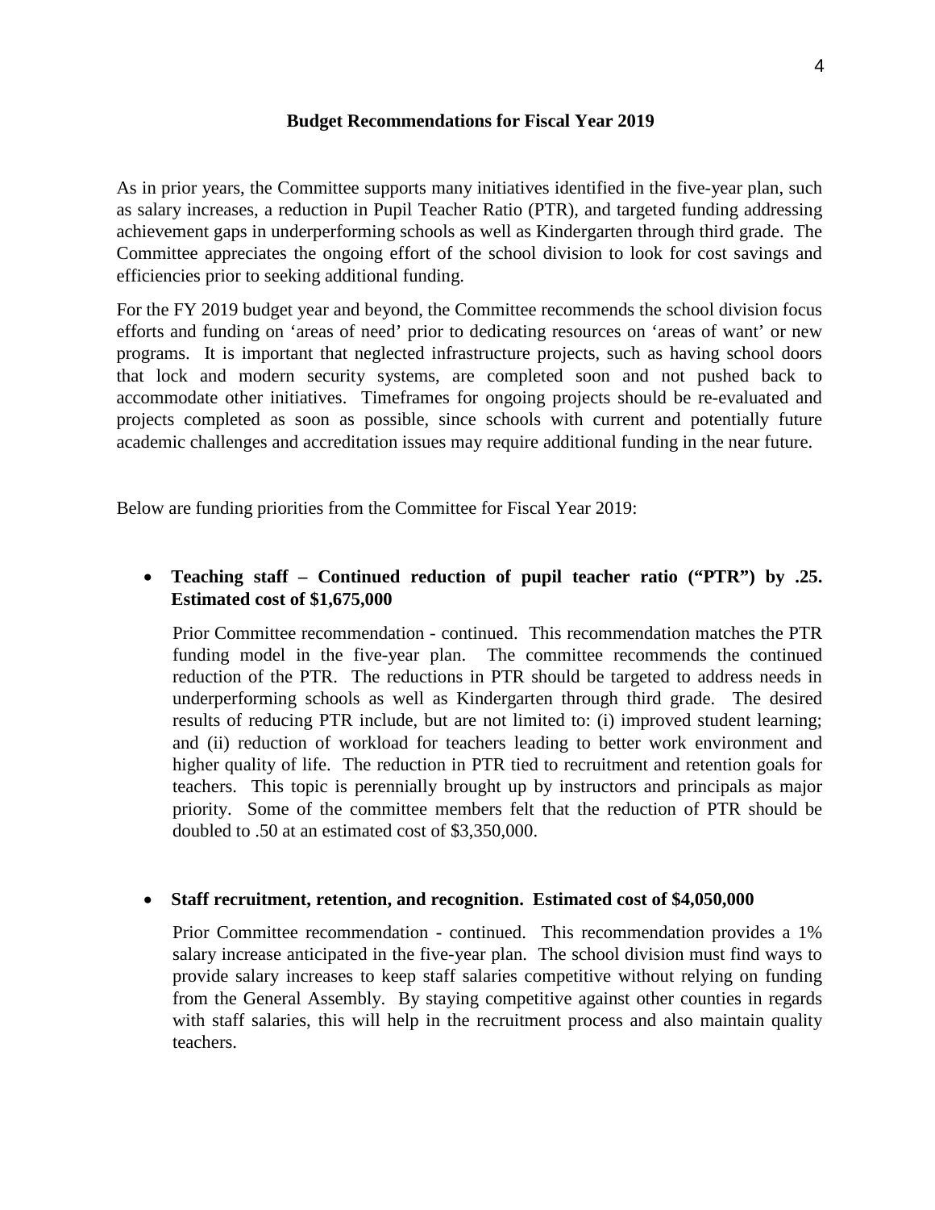## Budget Recommendations for Fiscal Year 2019

As in prior years, the Committee supports many initiatives identified in the five-year plan, such as salary increases, a reduction in Pupil Teacher Ratio (PTR), and targeted funding addressing achievement gaps in underperforming schools as well as Kindergarten through third grade. The Committee appreciates the ongoing effort of the school division to look for cost savings and efficiencies prior to seeking additional funding.

For the FY 2019 budget year and beyond, the Committee recommends the school division focus efforts and funding on 'areas of need' prior to dedicating resources on 'areas of want' or new programs. It is important that neglected infrastructure projects, such as having school doors that lock and modern security systems, are completed soon and not pushed back to accommodate other initiatives. Timeframes for ongoing projects should be re-evaluated and projects completed as soon as possible, since schools with current and potentially future academic challenges and accreditation issues may require additional funding in the near future.

Below are funding priorities from the Committee for Fiscal Year 2019:

- **Teaching staff – Continued reduction of pupil teacher ratio ("PTR") by .25. Estimated cost of $1,675,000**

  Prior Committee recommendation - continued. This recommendation matches the PTR funding model in the five-year plan. The committee recommends the continued reduction of the PTR. The reductions in PTR should be targeted to address needs in underperforming schools as well as Kindergarten through third grade. The desired results of reducing PTR include, but are not limited to: (i) improved student learning; and (ii) reduction of workload for teachers leading to better work environment and higher quality of life. The reduction in PTR tied to recruitment and retention goals for teachers. This topic is perennially brought up by instructors and principals as major priority. Some of the committee members felt that the reduction of PTR should be doubled to .50 at an estimated cost of $3,350,000.

- **Staff recruitment, retention, and recognition. Estimated cost of $4,050,000**

  Prior Committee recommendation - continued. This recommendation provides a 1% salary increase anticipated in the five-year plan. The school division must find ways to provide salary increases to keep staff salaries competitive without relying on funding from the General Assembly. By staying competitive against other counties in regards with staff salaries, this will help in the recruitment process and also maintain quality teachers.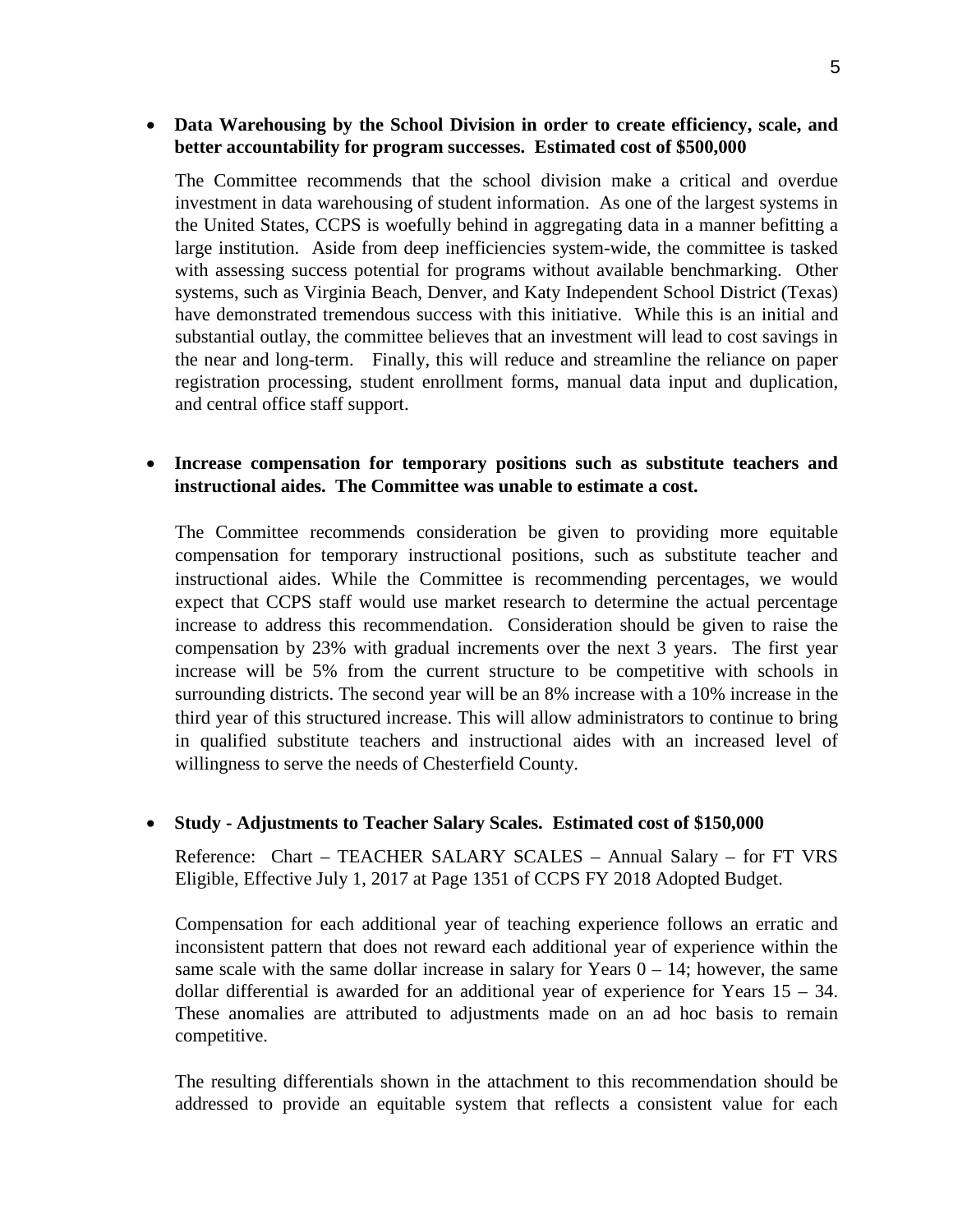- **Data Warehousing by the School Division in order to create efficiency, scale, and better accountability for program successes. Estimated cost of $500,000**

  The Committee recommends that the school division make a critical and overdue investment in data warehousing of student information. As one of the largest systems in the United States, CCPS is woefully behind in aggregating data in a manner befitting a large institution. Aside from deep inefficiencies system-wide, the committee is tasked with assessing success potential for programs without available benchmarking. Other systems, such as Virginia Beach, Denver, and Katy Independent School District (Texas) have demonstrated tremendous success with this initiative. While this is an initial and substantial outlay, the committee believes that an investment will lead to cost savings in the near and long-term. Finally, this will reduce and streamline the reliance on paper registration processing, student enrollment forms, manual data input and duplication, and central office staff support.

- **Increase compensation for temporary positions such as substitute teachers and instructional aides. The Committee was unable to estimate a cost.**

  The Committee recommends consideration be given to providing more equitable compensation for temporary instructional positions, such as substitute teacher and instructional aides. While the Committee is recommending percentages, we would expect that CCPS staff would use market research to determine the actual percentage increase to address this recommendation. Consideration should be given to raise the compensation by 23% with gradual increments over the next 3 years. The first year increase will be 5% from the current structure to be competitive with schools in surrounding districts. The second year will be an 8% increase with a 10% increase in the third year of this structured increase. This will allow administrators to continue to bring in qualified substitute teachers and instructional aides with an increased level of willingness to serve the needs of Chesterfield County.

- **Study - Adjustments to Teacher Salary Scales. Estimated cost of $150,000**

  Reference: Chart – TEACHER SALARY SCALES – Annual Salary – for FT VRS Eligible, Effective July 1, 2017 at Page 1351 of CCPS FY 2018 Adopted Budget.

  Compensation for each additional year of teaching experience follows an erratic and inconsistent pattern that does not reward each additional year of experience within the same scale with the same dollar increase in salary for Years 0 – 14; however, the same dollar differential is awarded for an additional year of experience for Years 15 – 34. These anomalies are attributed to adjustments made on an ad hoc basis to remain competitive.

  The resulting differentials shown in the attachment to this recommendation should be addressed to provide an equitable system that reflects a consistent value for each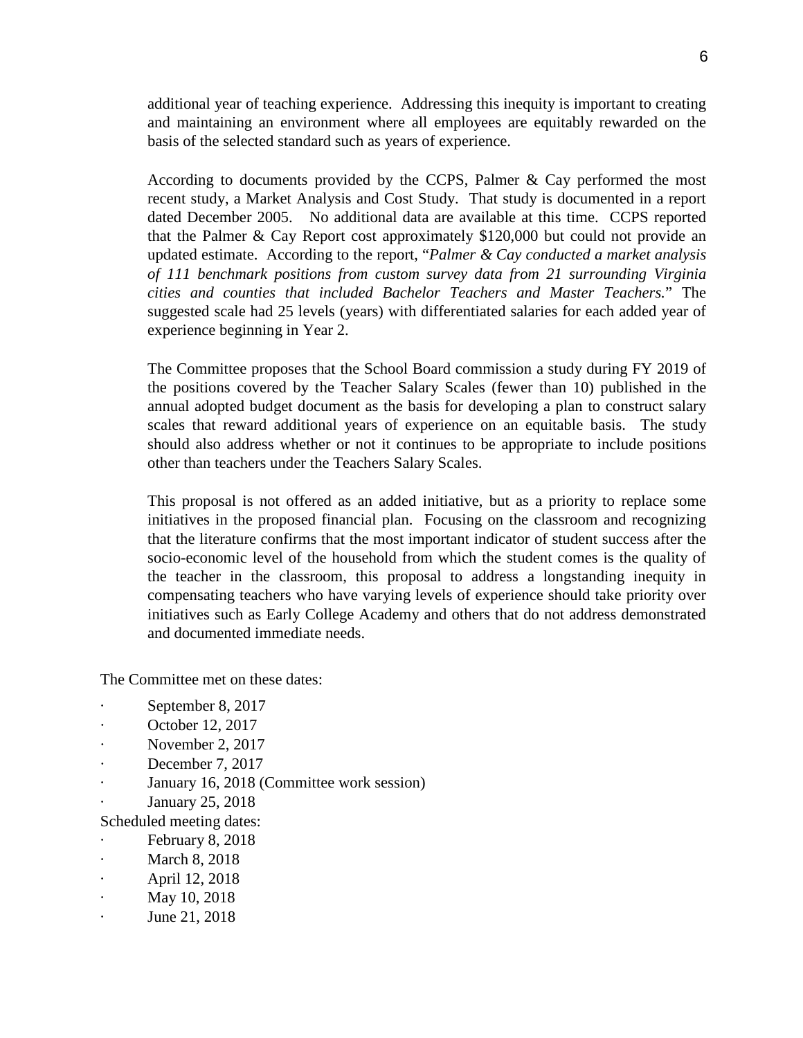additional year of teaching experience. Addressing this inequity is important to creating and maintaining an environment where all employees are equitably rewarded on the basis of the selected standard such as years of experience.

According to documents provided by the CCPS, Palmer & Cay performed the most recent study, a Market Analysis and Cost Study. That study is documented in a report dated December 2005. No additional data are available at this time. CCPS reported that the Palmer & Cay Report cost approximately $120,000 but could not provide an updated estimate. According to the report, "*Palmer & Cay conducted a market analysis of 111 benchmark positions from custom survey data from 21 surrounding Virginia cities and counties that included Bachelor Teachers and Master Teachers.*" The suggested scale had 25 levels (years) with differentiated salaries for each added year of experience beginning in Year 2.

The Committee proposes that the School Board commission a study during FY 2019 of the positions covered by the Teacher Salary Scales (fewer than 10) published in the annual adopted budget document as the basis for developing a plan to construct salary scales that reward additional years of experience on an equitable basis. The study should also address whether or not it continues to be appropriate to include positions other than teachers under the Teachers Salary Scales.

This proposal is not offered as an added initiative, but as a priority to replace some initiatives in the proposed financial plan. Focusing on the classroom and recognizing that the literature confirms that the most important indicator of student success after the socio-economic level of the household from which the student comes is the quality of the teacher in the classroom, this proposal to address a longstanding inequity in compensating teachers who have varying levels of experience should take priority over initiatives such as Early College Academy and others that do not address demonstrated and documented immediate needs.

The Committee met on these dates:

- September 8, 2017
- October 12, 2017
- November 2, 2017
- December 7, 2017
- January 16, 2018 (Committee work session)
- January 25, 2018

Scheduled meeting dates:

- February 8, 2018
- March 8, 2018
- April 12, 2018
- May 10, 2018
- June 21, 2018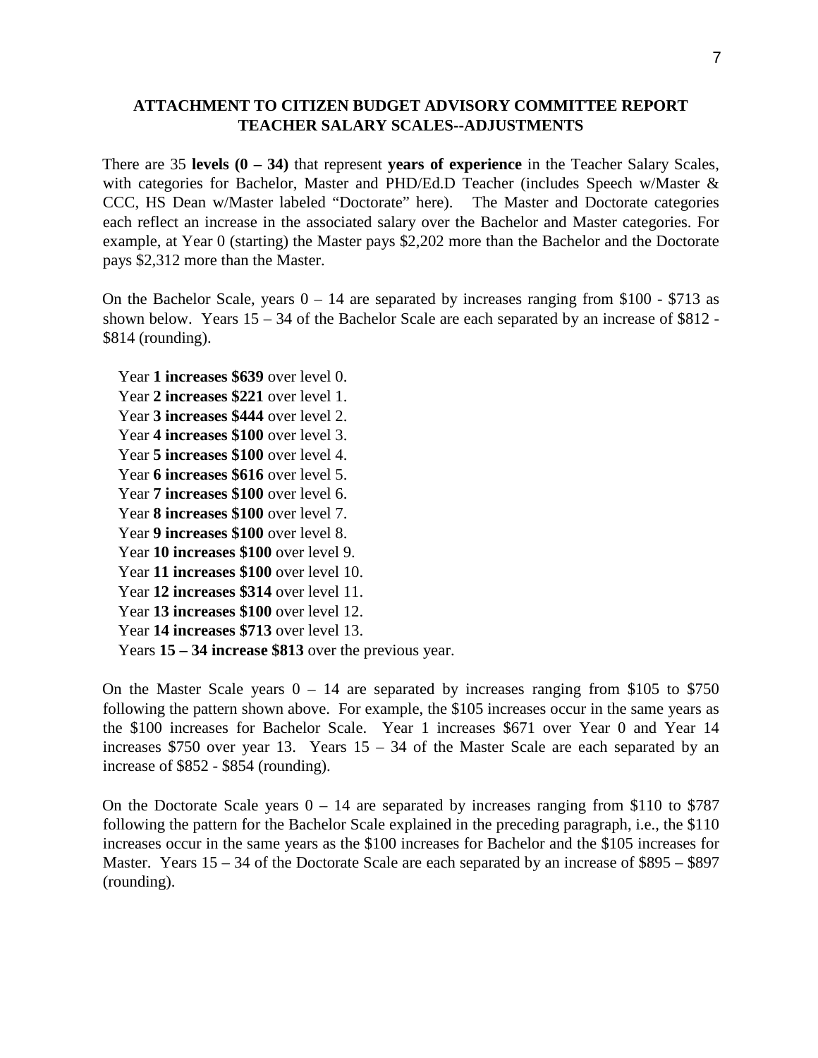## ATTACHMENT TO CITIZEN BUDGET ADVISORY COMMITTEE REPORT
## TEACHER SALARY SCALES--ADJUSTMENTS

There are 35 **levels (0 – 34)** that represent **years of experience** in the Teacher Salary Scales, with categories for Bachelor, Master and PHD/Ed.D Teacher (includes Speech w/Master & CCC, HS Dean w/Master labeled "Doctorate" here). The Master and Doctorate categories each reflect an increase in the associated salary over the Bachelor and Master categories. For example, at Year 0 (starting) the Master pays $2,202 more than the Bachelor and the Doctorate pays $2,312 more than the Master.

On the Bachelor Scale, years 0 – 14 are separated by increases ranging from $100 - $713 as shown below. Years 15 – 34 of the Bachelor Scale are each separated by an increase of $812 - $814 (rounding).

Year **1 increases $639** over level 0.
Year **2 increases $221** over level 1.
Year **3 increases $444** over level 2.
Year **4 increases $100** over level 3.
Year **5 increases $100** over level 4.
Year **6 increases $616** over level 5.
Year **7 increases $100** over level 6.
Year **8 increases $100** over level 7.
Year **9 increases $100** over level 8.
Year **10 increases $100** over level 9.
Year **11 increases $100** over level 10.
Year **12 increases $314** over level 11.
Year **13 increases $100** over level 12.
Year **14 increases $713** over level 13.
Years **15 – 34 increase $813** over the previous year.

On the Master Scale years 0 – 14 are separated by increases ranging from $105 to $750 following the pattern shown above. For example, the $105 increases occur in the same years as the $100 increases for Bachelor Scale. Year 1 increases $671 over Year 0 and Year 14 increases $750 over year 13. Years 15 – 34 of the Master Scale are each separated by an increase of $852 - $854 (rounding).

On the Doctorate Scale years 0 – 14 are separated by increases ranging from $110 to $787 following the pattern for the Bachelor Scale explained in the preceding paragraph, i.e., the $110 increases occur in the same years as the $100 increases for Bachelor and the $105 increases for Master. Years 15 – 34 of the Doctorate Scale are each separated by an increase of $895 – $897 (rounding).